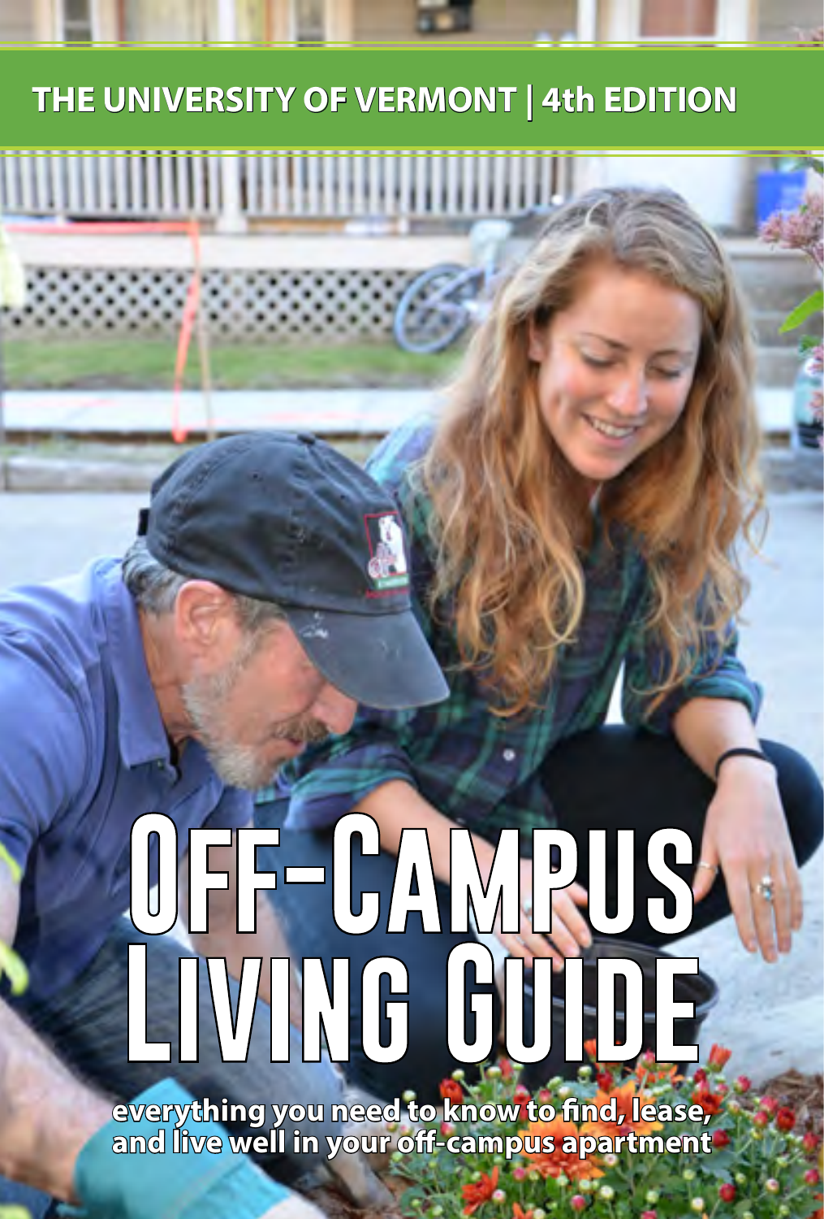THE UNIVERSITY OF VERMONT | 4th EDITION

# OFF-CAMPUS LIVING GUIDE

everything you need to know to find, lease, and live well in your off-campus apartment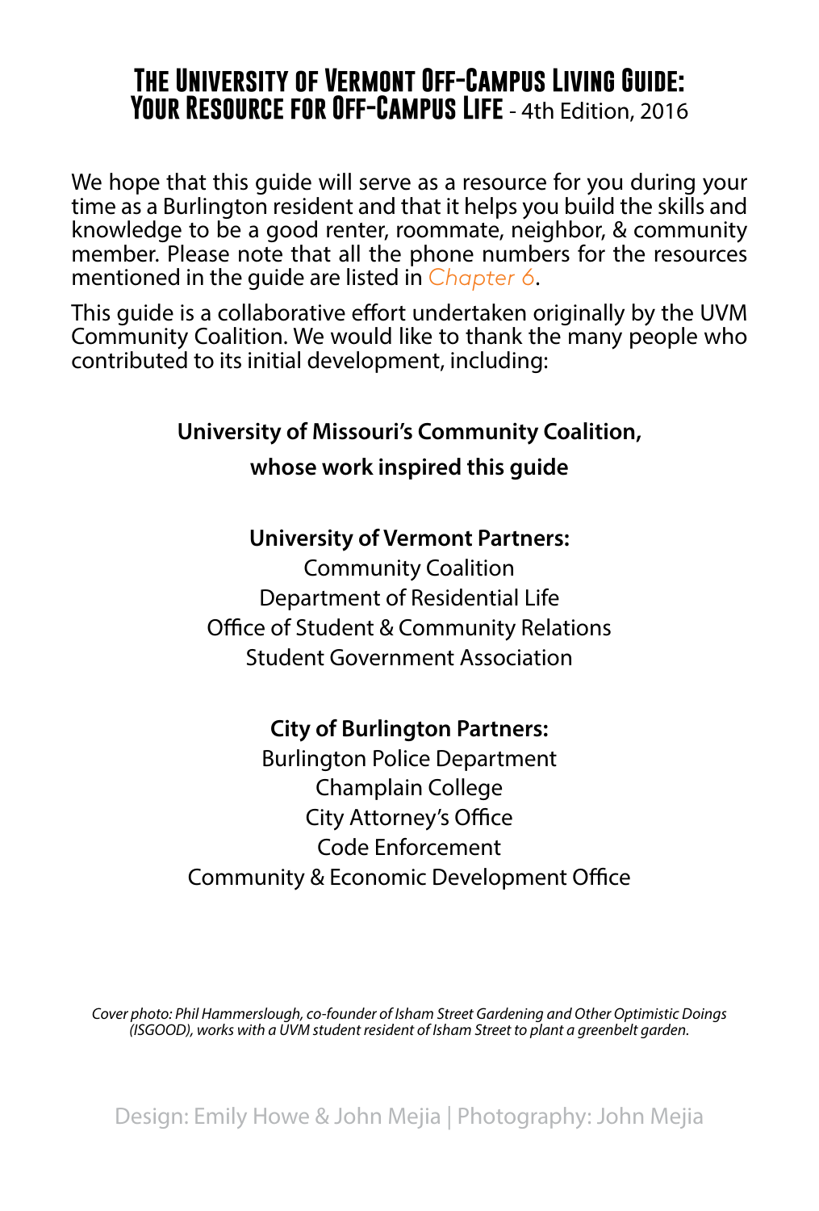# The University of Vermont Off-Campus Living Guide: Your Resource for Off-Campus Life - 4th Edition, 2016

We hope that this guide will serve as a resource for you during your time as a Burlington resident and that it helps you build the skills and knowledge to be a good renter, roommate, neighbor, & community member. Please note that all the phone numbers for the resources mentioned in the guide are listed in *Chapter 6*.

This guide is a collaborative effort undertaken originally by the UVM Community Coalition. We would like to thank the many people who contributed to its initial development, including:

**University of Missouri's Community Coalition, whose work inspired this guide**

**University of Vermont Partners:**
Community Coalition
Department of Residential Life
Office of Student & Community Relations
Student Government Association

**City of Burlington Partners:**
Burlington Police Department
Champlain College
City Attorney's Office
Code Enforcement
Community & Economic Development Office

*Cover photo: Phil Hammerslough, co-founder of Isham Street Gardening and Other Optimistic Doings (ISGOOD), works with a UVM student resident of Isham Street to plant a greenbelt garden.*

Design: Emily Howe & John Mejia | Photography: John Mejia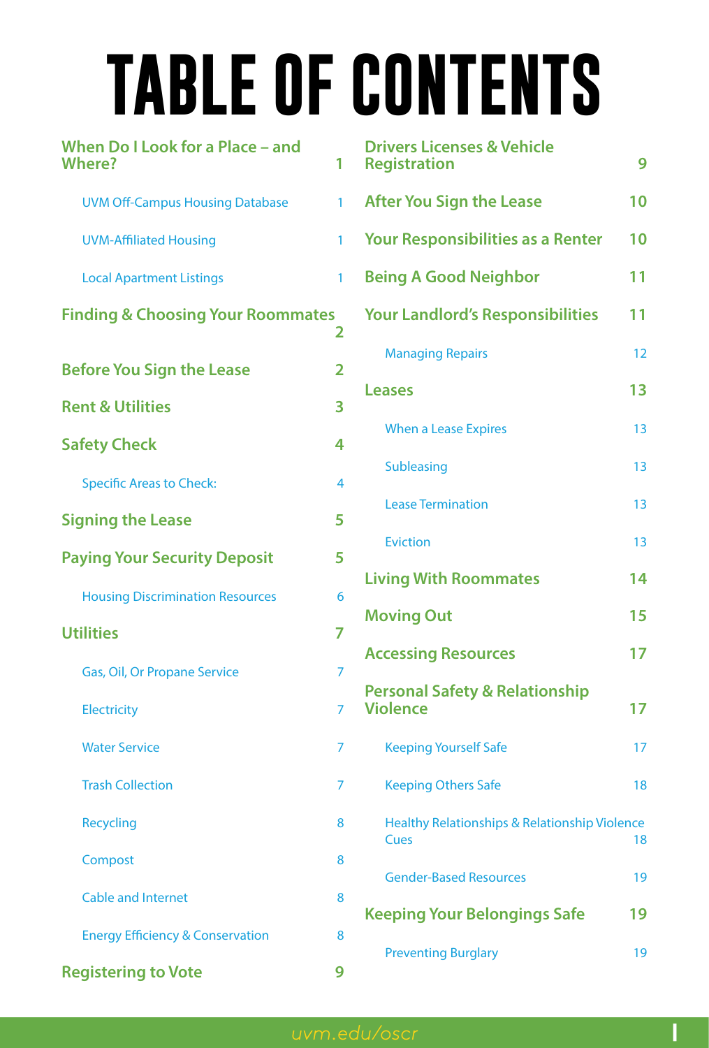# TABLE OF CONTENTS

| Section | Page |
|---|---|
| **When Do I Look for a Place – and Where?** | **1** |
| UVM Off-Campus Housing Database | 1 |
| UVM-Affiliated Housing | 1 |
| Local Apartment Listings | 1 |
| **Finding & Choosing Your Roommates** | **2** |
| **Before You Sign the Lease** | **2** |
| **Rent & Utilities** | **3** |
| **Safety Check** | **4** |
| Specific Areas to Check: | 4 |
| **Signing the Lease** | **5** |
| **Paying Your Security Deposit** | **5** |
| Housing Discrimination Resources | 6 |
| **Utilities** | **7** |
| Gas, Oil, Or Propane Service | 7 |
| Electricity | 7 |
| Water Service | 7 |
| Trash Collection | 7 |
| Recycling | 8 |
| Compost | 8 |
| Cable and Internet | 8 |
| Energy Efficiency & Conservation | 8 |
| **Registering to Vote** | **9** |
| **Drivers Licenses & Vehicle Registration** | **9** |
| **After You Sign the Lease** | **10** |
| **Your Responsibilities as a Renter** | **10** |
| **Being A Good Neighbor** | **11** |
| **Your Landlord's Responsibilities** | **11** |
| Managing Repairs | 12 |
| **Leases** | **13** |
| When a Lease Expires | 13 |
| Subleasing | 13 |
| Lease Termination | 13 |
| Eviction | 13 |
| **Living With Roommates** | **14** |
| **Moving Out** | **15** |
| **Accessing Resources** | **17** |
| **Personal Safety & Relationship Violence** | **17** |
| Keeping Yourself Safe | 17 |
| Keeping Others Safe | 18 |
| Healthy Relationships & Relationship Violence Cues | 18 |
| Gender-Based Resources | 19 |
| **Keeping Your Belongings Safe** | **19** |
| Preventing Burglary | 19 |

uvm.edu/oscr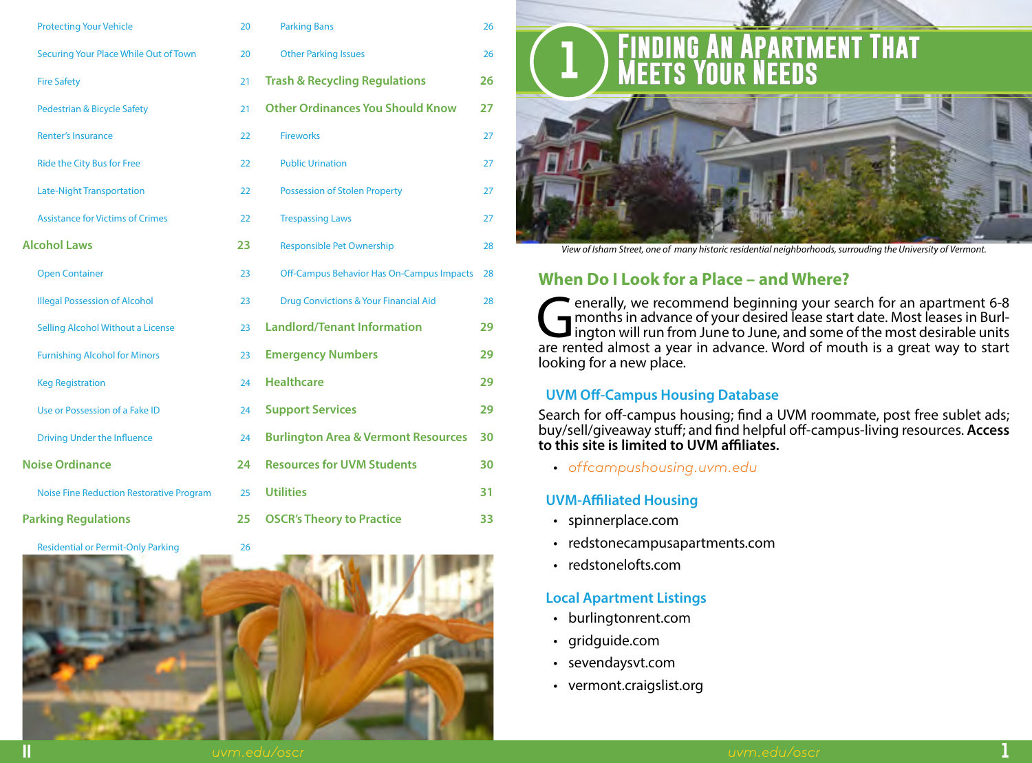| | |
|---|---|
| Protecting Your Vehicle | 20 |
| Securing Your Place While Out of Town | 20 |
| Fire Safety | 21 |
| Pedestrian & Bicycle Safety | 21 |
| Renter's Insurance | 22 |
| Ride the City Bus for Free | 22 |
| Late-Night Transportation | 22 |
| Assistance for Victims of Crimes | 22 |
| **Alcohol Laws** | **23** |
| Open Container | 23 |
| Illegal Possession of Alcohol | 23 |
| Selling Alcohol Without a License | 23 |
| Furnishing Alcohol for Minors | 23 |
| Keg Registration | 24 |
| Use or Possession of a Fake ID | 24 |
| Driving Under the Influence | 24 |
| **Noise Ordinance** | **24** |
| Noise Fine Reduction Restorative Program | 25 |
| **Parking Regulations** | **25** |
| Residential or Permit-Only Parking | 26 |
| Parking Bans | 26 |
| Other Parking Issues | 26 |
| **Trash & Recycling Regulations** | **26** |
| **Other Ordinances You Should Know** | **27** |
| Fireworks | 27 |
| Public Urination | 27 |
| Possession of Stolen Property | 27 |
| Trespassing Laws | 27 |
| Responsible Pet Ownership | 28 |
| Off-Campus Behavior Has On-Campus Impacts | 28 |
| Drug Convictions & Your Financial Aid | 28 |
| **Landlord/Tenant Information** | **29** |
| **Emergency Numbers** | **29** |
| **Healthcare** | **29** |
| **Support Services** | **29** |
| **Burlington Area & Vermont Resources** | **30** |
| **Resources for UVM Students** | **30** |
| **Utilities** | **31** |
| **OSCR's Theory to Practice** | **33** |

# 1 Finding An Apartment That Meets Your Needs

*View of Isham Street, one of many historic residential neighborhoods, surrounding the University of Vermont.*

## When Do I Look for a Place – and Where?

Generally, we recommend beginning your search for an apartment 6-8 months in advance of your desired lease start date. Most leases in Burlington will run from June to June, and some of the most desirable units are rented almost a year in advance. Word of mouth is a great way to start looking for a new place.

### UVM Off-Campus Housing Database

Search for off-campus housing; find a UVM roommate, post free sublet ads; buy/sell/giveaway stuff; and find helpful off-campus-living resources. **Access to this site is limited to UVM affiliates.**

- *offcampushousing.uvm.edu*

### UVM-Affiliated Housing

- spinnerplace.com
- redstonecampusapartments.com
- redstonelofts.com

### Local Apartment Listings

- burlingtonrent.com
- gridguide.com
- sevendaysvt.com
- vermont.craigslist.org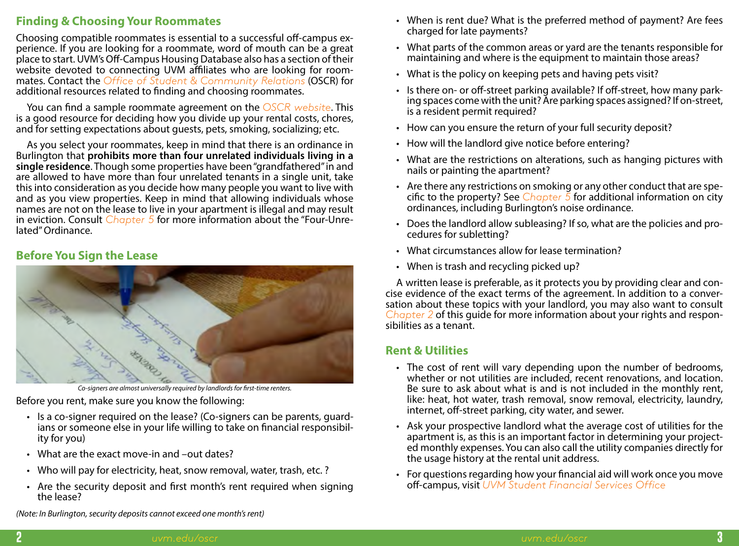## Finding & Choosing Your Roommates

Choosing compatible roommates is essential to a successful off-campus experience. If you are looking for a roommate, word of mouth can be a great place to start. UVM's Off-Campus Housing Database also has a section of their website devoted to connecting UVM affiliates who are looking for roommates. Contact the *Office of Student & Community Relations* (OSCR) for additional resources related to finding and choosing roommates.

You can find a sample roommate agreement on the *OSCR website*. This is a good resource for deciding how you divide up your rental costs, chores, and for setting expectations about guests, pets, smoking, socializing; etc.

As you select your roommates, keep in mind that there is an ordinance in Burlington that **prohibits more than four unrelated individuals living in a single residence**. Though some properties have been "grandfathered" in and are allowed to have more than four unrelated tenants in a single unit, take this into consideration as you decide how many people you want to live with and as you view properties. Keep in mind that allowing individuals whose names are not on the lease to live in your apartment is illegal and may result in eviction. Consult *Chapter 5* for more information about the "Four-Unrelated" Ordinance.

## Before You Sign the Lease

*Co-signers are almost universally required by landlords for first-time renters.*

Before you rent, make sure you know the following:

- Is a co-signer required on the lease? (Co-signers can be parents, guardians or someone else in your life willing to take on financial responsibility for you)
- What are the exact move-in and –out dates?
- Who will pay for electricity, heat, snow removal, water, trash, etc. ?
- Are the security deposit and first month's rent required when signing the lease?

*(Note: In Burlington, security deposits cannot exceed one month's rent)*

- When is rent due? What is the preferred method of payment? Are fees charged for late payments?
- What parts of the common areas or yard are the tenants responsible for maintaining and where is the equipment to maintain those areas?
- What is the policy on keeping pets and having pets visit?
- Is there on- or off-street parking available? If off-street, how many parking spaces come with the unit? Are parking spaces assigned? If on-street, is a resident permit required?
- How can you ensure the return of your full security deposit?
- How will the landlord give notice before entering?
- What are the restrictions on alterations, such as hanging pictures with nails or painting the apartment?
- Are there any restrictions on smoking or any other conduct that are specific to the property? See *Chapter 5* for additional information on city ordinances, including Burlington's noise ordinance.
- Does the landlord allow subleasing? If so, what are the policies and procedures for subletting?
- What circumstances allow for lease termination?
- When is trash and recycling picked up?

A written lease is preferable, as it protects you by providing clear and concise evidence of the exact terms of the agreement. In addition to a conversation about these topics with your landlord, you may also want to consult *Chapter 2* of this guide for more information about your rights and responsibilities as a tenant.

## Rent & Utilities

- The cost of rent will vary depending upon the number of bedrooms, whether or not utilities are included, recent renovations, and location. Be sure to ask about what is and is not included in the monthly rent, like: heat, hot water, trash removal, snow removal, electricity, laundry, internet, off-street parking, city water, and sewer.
- Ask your prospective landlord what the average cost of utilities for the apartment is, as this is an important factor in determining your projected monthly expenses. You can also call the utility companies directly for the usage history at the rental unit address.
- For questions regarding how your financial aid will work once you move off-campus, visit *UVM Student Financial Services Office*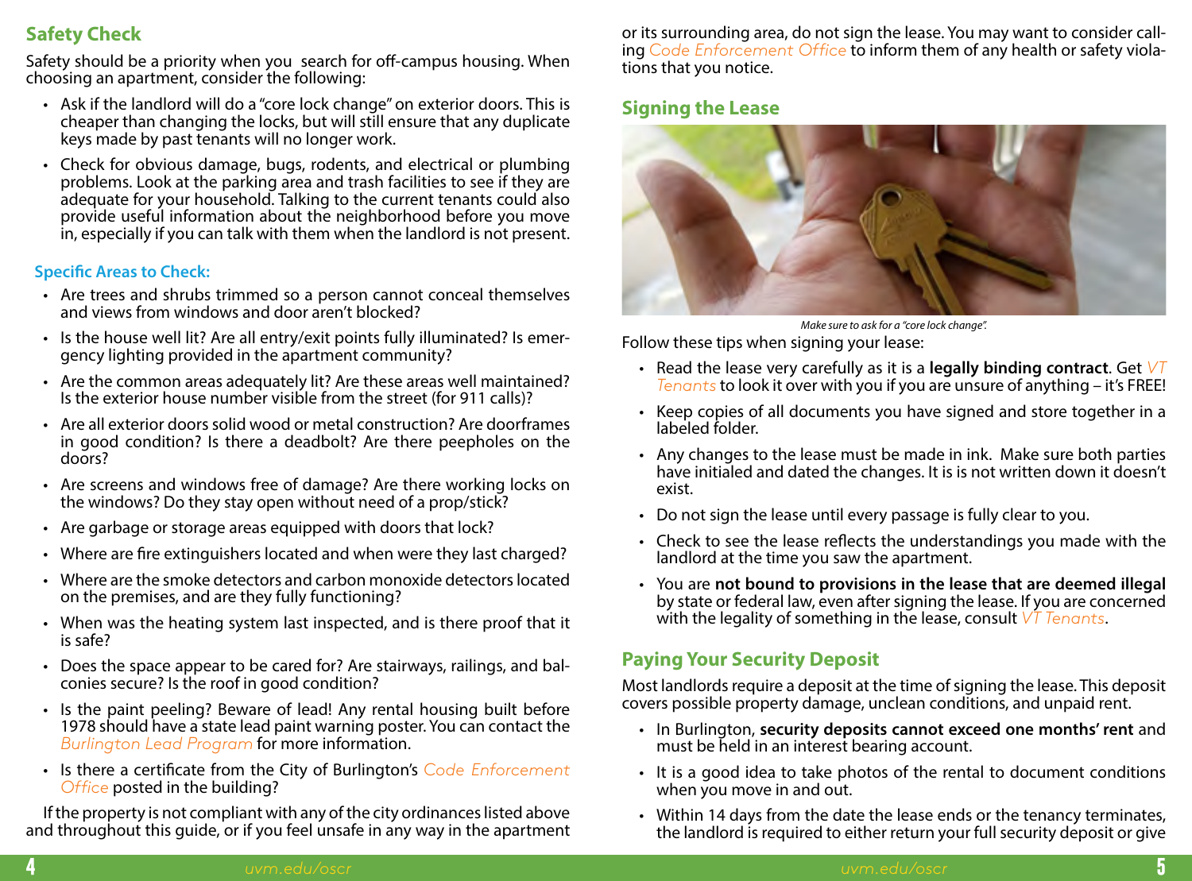## Safety Check

Safety should be a priority when you search for off-campus housing. When choosing an apartment, consider the following:

- Ask if the landlord will do a "core lock change" on exterior doors. This is cheaper than changing the locks, but will still ensure that any duplicate keys made by past tenants will no longer work.
- Check for obvious damage, bugs, rodents, and electrical or plumbing problems. Look at the parking area and trash facilities to see if they are adequate for your household. Talking to the current tenants could also provide useful information about the neighborhood before you move in, especially if you can talk with them when the landlord is not present.

### Specific Areas to Check:

- Are trees and shrubs trimmed so a person cannot conceal themselves and views from windows and door aren't blocked?
- Is the house well lit? Are all entry/exit points fully illuminated? Is emergency lighting provided in the apartment community?
- Are the common areas adequately lit? Are these areas well maintained? Is the exterior house number visible from the street (for 911 calls)?
- Are all exterior doors solid wood or metal construction? Are doorframes in good condition? Is there a deadbolt? Are there peepholes on the doors?
- Are screens and windows free of damage? Are there working locks on the windows? Do they stay open without need of a prop/stick?
- Are garbage or storage areas equipped with doors that lock?
- Where are fire extinguishers located and when were they last charged?
- Where are the smoke detectors and carbon monoxide detectors located on the premises, and are they fully functioning?
- When was the heating system last inspected, and is there proof that it is safe?
- Does the space appear to be cared for? Are stairways, railings, and balconies secure? Is the roof in good condition?
- Is the paint peeling? Beware of lead! Any rental housing built before 1978 should have a state lead paint warning poster. You can contact the *Burlington Lead Program* for more information.
- Is there a certificate from the City of Burlington's *Code Enforcement Office* posted in the building?

If the property is not compliant with any of the city ordinances listed above and throughout this guide, or if you feel unsafe in any way in the apartment or its surrounding area, do not sign the lease. You may want to consider calling *Code Enforcement Office* to inform them of any health or safety violations that you notice.

## Signing the Lease

*Make sure to ask for a "core lock change".*

Follow these tips when signing your lease:

- Read the lease very carefully as it is a **legally binding contract**. Get *VT Tenants* to look it over with you if you are unsure of anything – it's FREE!
- Keep copies of all documents you have signed and store together in a labeled folder.
- Any changes to the lease must be made in ink. Make sure both parties have initialed and dated the changes. It is is not written down it doesn't exist.
- Do not sign the lease until every passage is fully clear to you.
- Check to see the lease reflects the understandings you made with the landlord at the time you saw the apartment.
- You are **not bound to provisions in the lease that are deemed illegal** by state or federal law, even after signing the lease. If you are concerned with the legality of something in the lease, consult *VT Tenants*.

## Paying Your Security Deposit

Most landlords require a deposit at the time of signing the lease. This deposit covers possible property damage, unclean conditions, and unpaid rent.

- In Burlington, **security deposits cannot exceed one months' rent** and must be held in an interest bearing account.
- It is a good idea to take photos of the rental to document conditions when you move in and out.
- Within 14 days from the date the lease ends or the tenancy terminates, the landlord is required to either return your full security deposit or give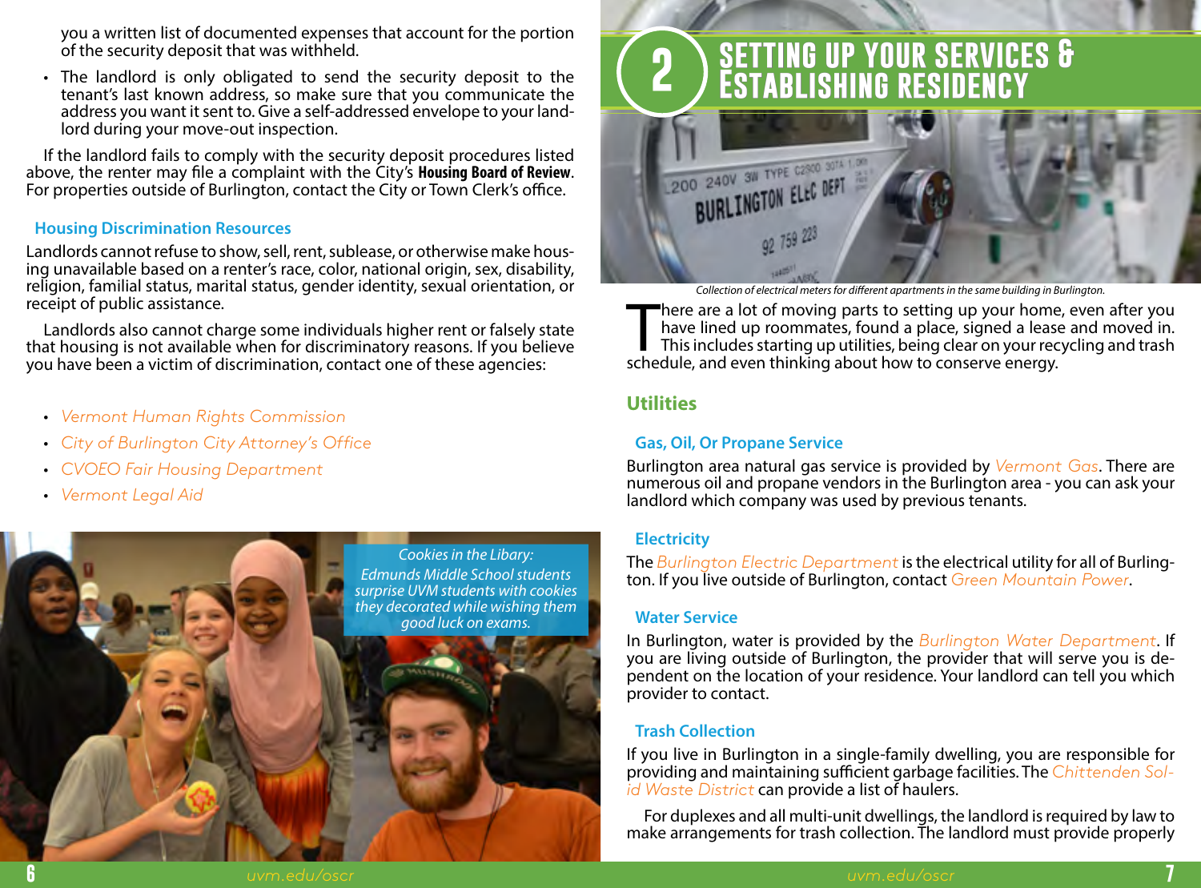you a written list of documented expenses that account for the portion of the security deposit that was withheld.

- The landlord is only obligated to send the security deposit to the tenant's last known address, so make sure that you communicate the address you want it sent to. Give a self-addressed envelope to your landlord during your move-out inspection.

If the landlord fails to comply with the security deposit procedures listed above, the renter may file a complaint with the City's **Housing Board of Review**. For properties outside of Burlington, contact the City or Town Clerk's office.

### Housing Discrimination Resources

Landlords cannot refuse to show, sell, rent, sublease, or otherwise make housing unavailable based on a renter's race, color, national origin, sex, disability, religion, familial status, marital status, gender identity, sexual orientation, or receipt of public assistance.

Landlords also cannot charge some individuals higher rent or falsely state that housing is not available when for discriminatory reasons. If you believe you have been a victim of discrimination, contact one of these agencies:

- *Vermont Human Rights Commission*
- *City of Burlington City Attorney's Office*
- *CVOEO Fair Housing Department*
- *Vermont Legal Aid*

*Cookies in the Library: Edmunds Middle School students surprise UVM students with cookies they decorated while wishing them good luck on exams.*

# 2 SETTING UP YOUR SERVICES & ESTABLISHING RESIDENCY

*Collection of electrical meters for different apartments in the same building in Burlington.*

There are a lot of moving parts to setting up your home, even after you have lined up roommates, found a place, signed a lease and moved in. This includes starting up utilities, being clear on your recycling and trash schedule, and even thinking about how to conserve energy.

## Utilities

### Gas, Oil, Or Propane Service

Burlington area natural gas service is provided by *Vermont Gas*. There are numerous oil and propane vendors in the Burlington area - you can ask your landlord which company was used by previous tenants.

### Electricity

The *Burlington Electric Department* is the electrical utility for all of Burlington. If you live outside of Burlington, contact *Green Mountain Power*.

### Water Service

In Burlington, water is provided by the *Burlington Water Department*. If you are living outside of Burlington, the provider that will serve you is dependent on the location of your residence. Your landlord can tell you which provider to contact.

### Trash Collection

If you live in Burlington in a single-family dwelling, you are responsible for providing and maintaining sufficient garbage facilities. The *Chittenden Solid Waste District* can provide a list of haulers.

For duplexes and all multi-unit dwellings, the landlord is required by law to make arrangements for trash collection. The landlord must provide properly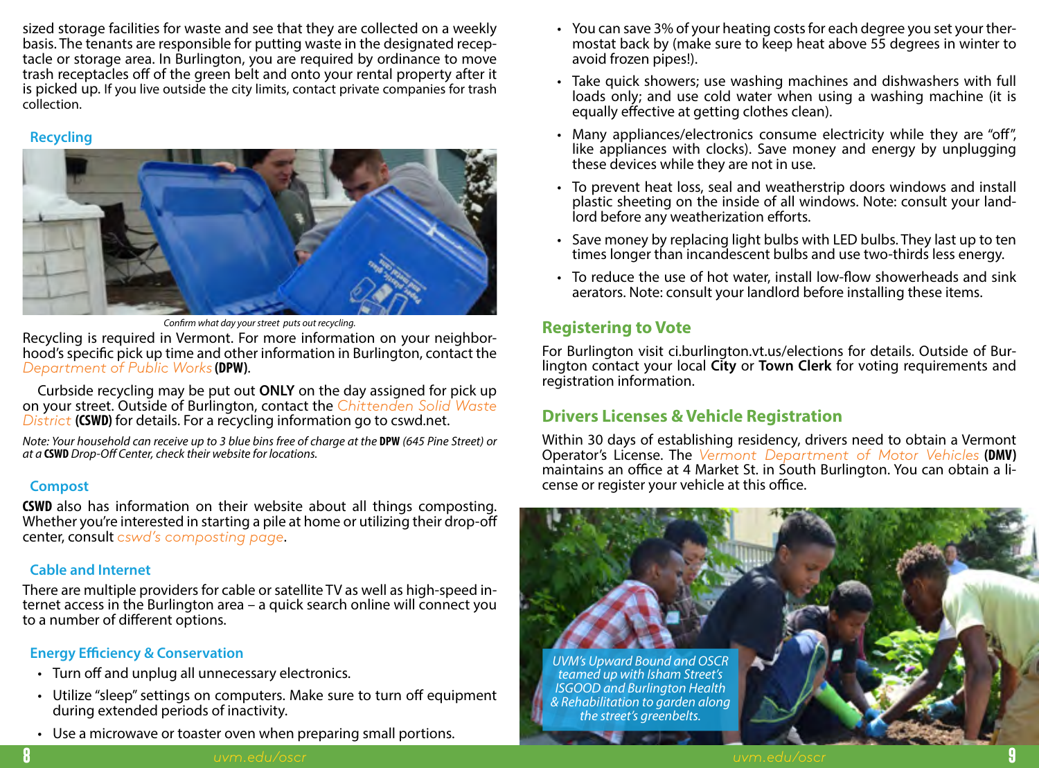sized storage facilities for waste and see that they are collected on a weekly basis. The tenants are responsible for putting waste in the designated receptacle or storage area. In Burlington, you are required by ordinance to move trash receptacles off of the green belt and onto your rental property after it is picked up. If you live outside the city limits, contact private companies for trash collection.

### Recycling

*Confirm what day your street puts out recycling.*

Recycling is required in Vermont. For more information on your neighborhood's specific pick up time and other information in Burlington, contact the *Department of Public Works* **(DPW)**.

Curbside recycling may be put out **ONLY** on the day assigned for pick up on your street. Outside of Burlington, contact the *Chittenden Solid Waste District* **(CSWD)** for details. For a recycling information go to cswd.net.

*Note: Your household can receive up to 3 blue bins free of charge at the* **DPW** *(645 Pine Street) or at a* **CSWD** *Drop-Off Center, check their website for locations.*

### Compost

**CSWD** also has information on their website about all things composting. Whether you're interested in starting a pile at home or utilizing their drop-off center, consult *cswd's composting page*.

### Cable and Internet

There are multiple providers for cable or satellite TV as well as high-speed internet access in the Burlington area – a quick search online will connect you to a number of different options.

### Energy Efficiency & Conservation

- Turn off and unplug all unnecessary electronics.
- Utilize "sleep" settings on computers. Make sure to turn off equipment during extended periods of inactivity.
- Use a microwave or toaster oven when preparing small portions.
- You can save 3% of your heating costs for each degree you set your thermostat back by (make sure to keep heat above 55 degrees in winter to avoid frozen pipes!).
- Take quick showers; use washing machines and dishwashers with full loads only; and use cold water when using a washing machine (it is equally effective at getting clothes clean).
- Many appliances/electronics consume electricity while they are "off", like appliances with clocks). Save money and energy by unplugging these devices while they are not in use.
- To prevent heat loss, seal and weatherstrip doors windows and install plastic sheeting on the inside of all windows. Note: consult your landlord before any weatherization efforts.
- Save money by replacing light bulbs with LED bulbs. They last up to ten times longer than incandescent bulbs and use two-thirds less energy.
- To reduce the use of hot water, install low-flow showerheads and sink aerators. Note: consult your landlord before installing these items.

## Registering to Vote

For Burlington visit ci.burlington.vt.us/elections for details. Outside of Burlington contact your local **City** or **Town Clerk** for voting requirements and registration information.

## Drivers Licenses & Vehicle Registration

Within 30 days of establishing residency, drivers need to obtain a Vermont Operator's License. The *Vermont Department of Motor Vehicles* **(DMV)** maintains an office at 4 Market St. in South Burlington. You can obtain a license or register your vehicle at this office.

*UVM's Upward Bound and OSCR teamed up with Isham Street's ISGOOD and Burlington Health & Rehabilitation to garden along the street's greenbelts.*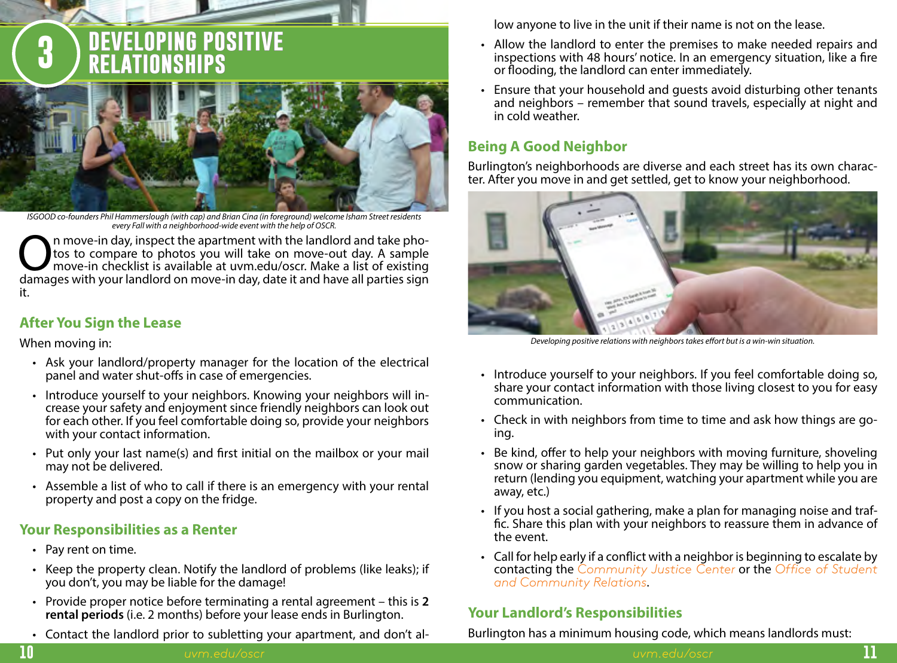# 3 DEVELOPING POSITIVE RELATIONSHIPS

*ISGOOD co-founders Phil Hammerslough (with cap) and Brian Cina (in foreground) welcome Isham Street residents every Fall with a neighborhood-wide event with the help of OSCR.*

On move-in day, inspect the apartment with the landlord and take photos to compare to photos you will take on move-out day. A sample move-in checklist is available at uvm.edu/oscr. Make a list of existing damages with your landlord on move-in day, date it and have all parties sign it.

## After You Sign the Lease

When moving in:

- Ask your landlord/property manager for the location of the electrical panel and water shut-offs in case of emergencies.
- Introduce yourself to your neighbors. Knowing your neighbors will increase your safety and enjoyment since friendly neighbors can look out for each other. If you feel comfortable doing so, provide your neighbors with your contact information.
- Put only your last name(s) and first initial on the mailbox or your mail may not be delivered.
- Assemble a list of who to call if there is an emergency with your rental property and post a copy on the fridge.

## Your Responsibilities as a Renter

- Pay rent on time.
- Keep the property clean. Notify the landlord of problems (like leaks); if you don't, you may be liable for the damage!
- Provide proper notice before terminating a rental agreement – this is **2 rental periods** (i.e. 2 months) before your lease ends in Burlington.
- Contact the landlord prior to subletting your apartment, and don't allow anyone to live in the unit if their name is not on the lease.
- Allow the landlord to enter the premises to make needed repairs and inspections with 48 hours' notice. In an emergency situation, like a fire or flooding, the landlord can enter immediately.
- Ensure that your household and guests avoid disturbing other tenants and neighbors – remember that sound travels, especially at night and in cold weather.

## Being A Good Neighbor

Burlington's neighborhoods are diverse and each street has its own character. After you move in and get settled, get to know your neighborhood.

*Developing positive relations with neighbors takes effort but is a win-win situation.*

- Introduce yourself to your neighbors. If you feel comfortable doing so, share your contact information with those living closest to you for easy communication.
- Check in with neighbors from time to time and ask how things are going.
- Be kind, offer to help your neighbors with moving furniture, shoveling snow or sharing garden vegetables. They may be willing to help you in return (lending you equipment, watching your apartment while you are away, etc.)
- If you host a social gathering, make a plan for managing noise and traffic. Share this plan with your neighbors to reassure them in advance of the event.
- Call for help early if a conflict with a neighbor is beginning to escalate by contacting the *Community Justice Center* or the *Office of Student and Community Relations*.

## Your Landlord's Responsibilities

Burlington has a minimum housing code, which means landlords must: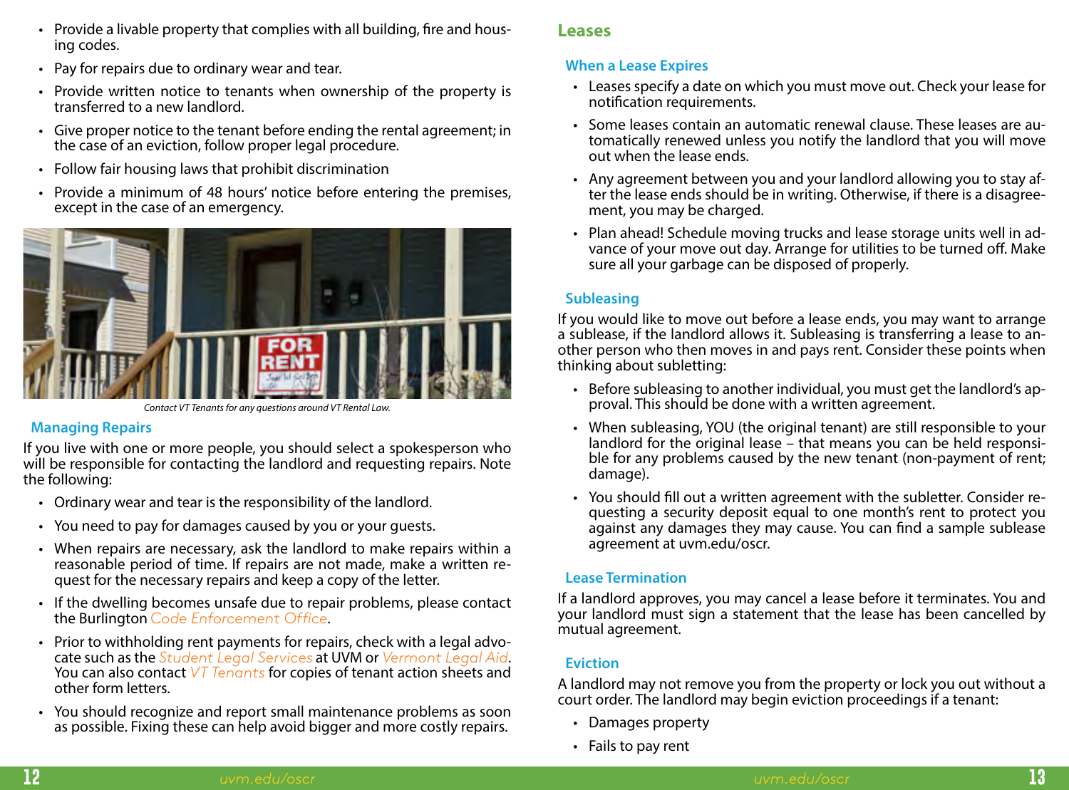- Provide a livable property that complies with all building, fire and housing codes.
- Pay for repairs due to ordinary wear and tear.
- Provide written notice to tenants when ownership of the property is transferred to a new landlord.
- Give proper notice to the tenant before ending the rental agreement; in the case of an eviction, follow proper legal procedure.
- Follow fair housing laws that prohibit discrimination
- Provide a minimum of 48 hours' notice before entering the premises, except in the case of an emergency.

*Contact VT Tenants for any questions around VT Rental Law.*

### Managing Repairs

If you live with one or more people, you should select a spokesperson who will be responsible for contacting the landlord and requesting repairs. Note the following:

- Ordinary wear and tear is the responsibility of the landlord.
- You need to pay for damages caused by you or your guests.
- When repairs are necessary, ask the landlord to make repairs within a reasonable period of time. If repairs are not made, make a written request for the necessary repairs and keep a copy of the letter.
- If the dwelling becomes unsafe due to repair problems, please contact the Burlington Code Enforcement Office.
- Prior to withholding rent payments for repairs, check with a legal advocate such as the Student Legal Services at UVM or Vermont Legal Aid. You can also contact VT Tenants for copies of tenant action sheets and other form letters.
- You should recognize and report small maintenance problems as soon as possible. Fixing these can help avoid bigger and more costly repairs.

## Leases

### When a Lease Expires

- Leases specify a date on which you must move out. Check your lease for notification requirements.
- Some leases contain an automatic renewal clause. These leases are automatically renewed unless you notify the landlord that you will move out when the lease ends.
- Any agreement between you and your landlord allowing you to stay after the lease ends should be in writing. Otherwise, if there is a disagreement, you may be charged.
- Plan ahead! Schedule moving trucks and lease storage units well in advance of your move out day. Arrange for utilities to be turned off. Make sure all your garbage can be disposed of properly.

### Subleasing

If you would like to move out before a lease ends, you may want to arrange a sublease, if the landlord allows it. Subleasing is transferring a lease to another person who then moves in and pays rent. Consider these points when thinking about subletting:

- Before subleasing to another individual, you must get the landlord's approval. This should be done with a written agreement.
- When subleasing, YOU (the original tenant) are still responsible to your landlord for the original lease – that means you can be held responsible for any problems caused by the new tenant (non-payment of rent; damage).
- You should fill out a written agreement with the subletter. Consider requesting a security deposit equal to one month's rent to protect you against any damages they may cause. You can find a sample sublease agreement at uvm.edu/oscr.

### Lease Termination

If a landlord approves, you may cancel a lease before it terminates. You and your landlord must sign a statement that the lease has been cancelled by mutual agreement.

### Eviction

A landlord may not remove you from the property or lock you out without a court order. The landlord may begin eviction proceedings if a tenant:

- Damages property
- Fails to pay rent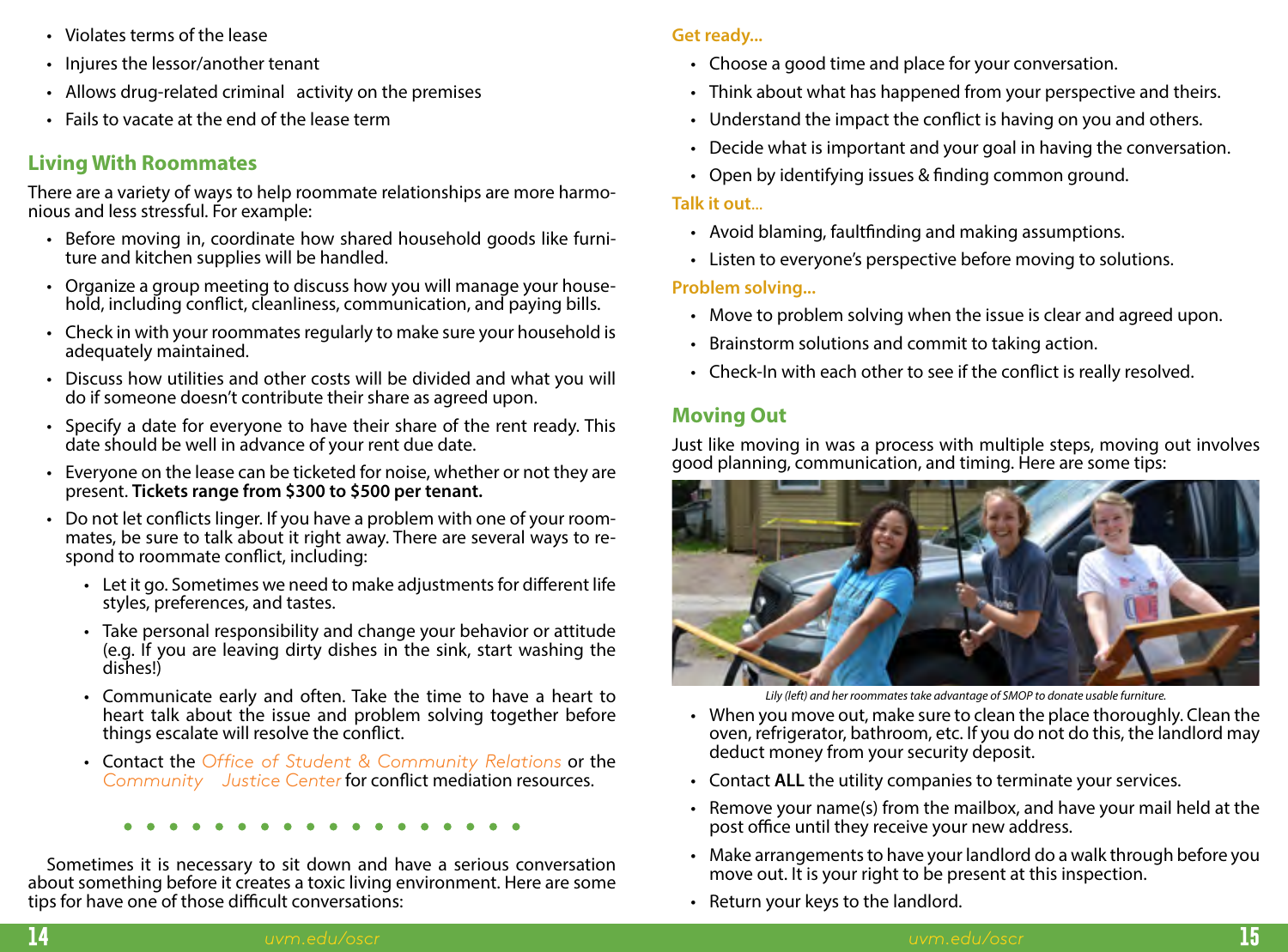- Violates terms of the lease
- Injures the lessor/another tenant
- Allows drug-related criminal activity on the premises
- Fails to vacate at the end of the lease term

## Living With Roommates

There are a variety of ways to help roommate relationships are more harmonious and less stressful. For example:

- Before moving in, coordinate how shared household goods like furniture and kitchen supplies will be handled.
- Organize a group meeting to discuss how you will manage your household, including conflict, cleanliness, communication, and paying bills.
- Check in with your roommates regularly to make sure your household is adequately maintained.
- Discuss how utilities and other costs will be divided and what you will do if someone doesn't contribute their share as agreed upon.
- Specify a date for everyone to have their share of the rent ready. This date should be well in advance of your rent due date.
- Everyone on the lease can be ticketed for noise, whether or not they are present. **Tickets range from $300 to $500 per tenant.**
- Do not let conflicts linger. If you have a problem with one of your roommates, be sure to talk about it right away. There are several ways to respond to roommate conflict, including:
  - Let it go. Sometimes we need to make adjustments for different life styles, preferences, and tastes.
  - Take personal responsibility and change your behavior or attitude (e.g. If you are leaving dirty dishes in the sink, start washing the dishes!)
  - Communicate early and often. Take the time to have a heart to heart talk about the issue and problem solving together before things escalate will resolve the conflict.
  - Contact the *Office of Student & Community Relations* or the *Community Justice Center* for conflict mediation resources.

Sometimes it is necessary to sit down and have a serious conversation about something before it creates a toxic living environment. Here are some tips for have one of those difficult conversations:

**Get ready...**

- Choose a good time and place for your conversation.
- Think about what has happened from your perspective and theirs.
- Understand the impact the conflict is having on you and others.
- Decide what is important and your goal in having the conversation.
- Open by identifying issues & finding common ground.

**Talk it out...**

- Avoid blaming, faultfinding and making assumptions.
- Listen to everyone's perspective before moving to solutions.

**Problem solving...**

- Move to problem solving when the issue is clear and agreed upon.
- Brainstorm solutions and commit to taking action.
- Check-In with each other to see if the conflict is really resolved.

## Moving Out

Just like moving in was a process with multiple steps, moving out involves good planning, communication, and timing. Here are some tips:

*Lily (left) and her roommates take advantage of SMOP to donate usable furniture.*

- When you move out, make sure to clean the place thoroughly. Clean the oven, refrigerator, bathroom, etc. If you do not do this, the landlord may deduct money from your security deposit.
- Contact **ALL** the utility companies to terminate your services.
- Remove your name(s) from the mailbox, and have your mail held at the post office until they receive your new address.
- Make arrangements to have your landlord do a walk through before you move out. It is your right to be present at this inspection.
- Return your keys to the landlord.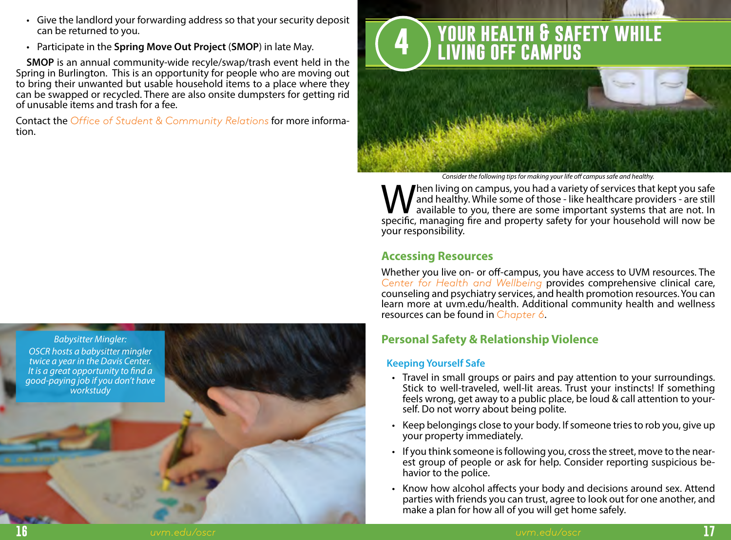- Give the landlord your forwarding address so that your security deposit can be returned to you.
- Participate in the **Spring Move Out Project** (**SMOP**) in late May.

**SMOP** is an annual community-wide recyle/swap/trash event held in the Spring in Burlington. This is an opportunity for people who are moving out to bring their unwanted but usable household items to a place where they can be swapped or recycled. There are also onsite dumpsters for getting rid of unusable items and trash for a fee.

Contact the *Office of Student & Community Relations* for more information.

*Babysitter Mingler:*
*OSCR hosts a babysitter mingler twice a year in the Davis Center. It is a great opportunity to find a good-paying job if you don't have workstudy*

# 4 YOUR HEALTH & SAFETY WHILE LIVING OFF CAMPUS

*Consider the following tips for making your life off campus safe and healthy.*

When living on campus, you had a variety of services that kept you safe and healthy. While some of those - like healthcare providers - are still available to you, there are some important systems that are not. In specific, managing fire and property safety for your household will now be your responsibility.

## Accessing Resources

Whether you live on- or off-campus, you have access to UVM resources. The *Center for Health and Wellbeing* provides comprehensive clinical care, counseling and psychiatry services, and health promotion resources. You can learn more at uvm.edu/health. Additional community health and wellness resources can be found in *Chapter 6*.

## Personal Safety & Relationship Violence

### Keeping Yourself Safe

- Travel in small groups or pairs and pay attention to your surroundings. Stick to well-traveled, well-lit areas. Trust your instincts! If something feels wrong, get away to a public place, be loud & call attention to yourself. Do not worry about being polite.
- Keep belongings close to your body. If someone tries to rob you, give up your property immediately.
- If you think someone is following you, cross the street, move to the nearest group of people or ask for help. Consider reporting suspicious behavior to the police.
- Know how alcohol affects your body and decisions around sex. Attend parties with friends you can trust, agree to look out for one another, and make a plan for how all of you will get home safely.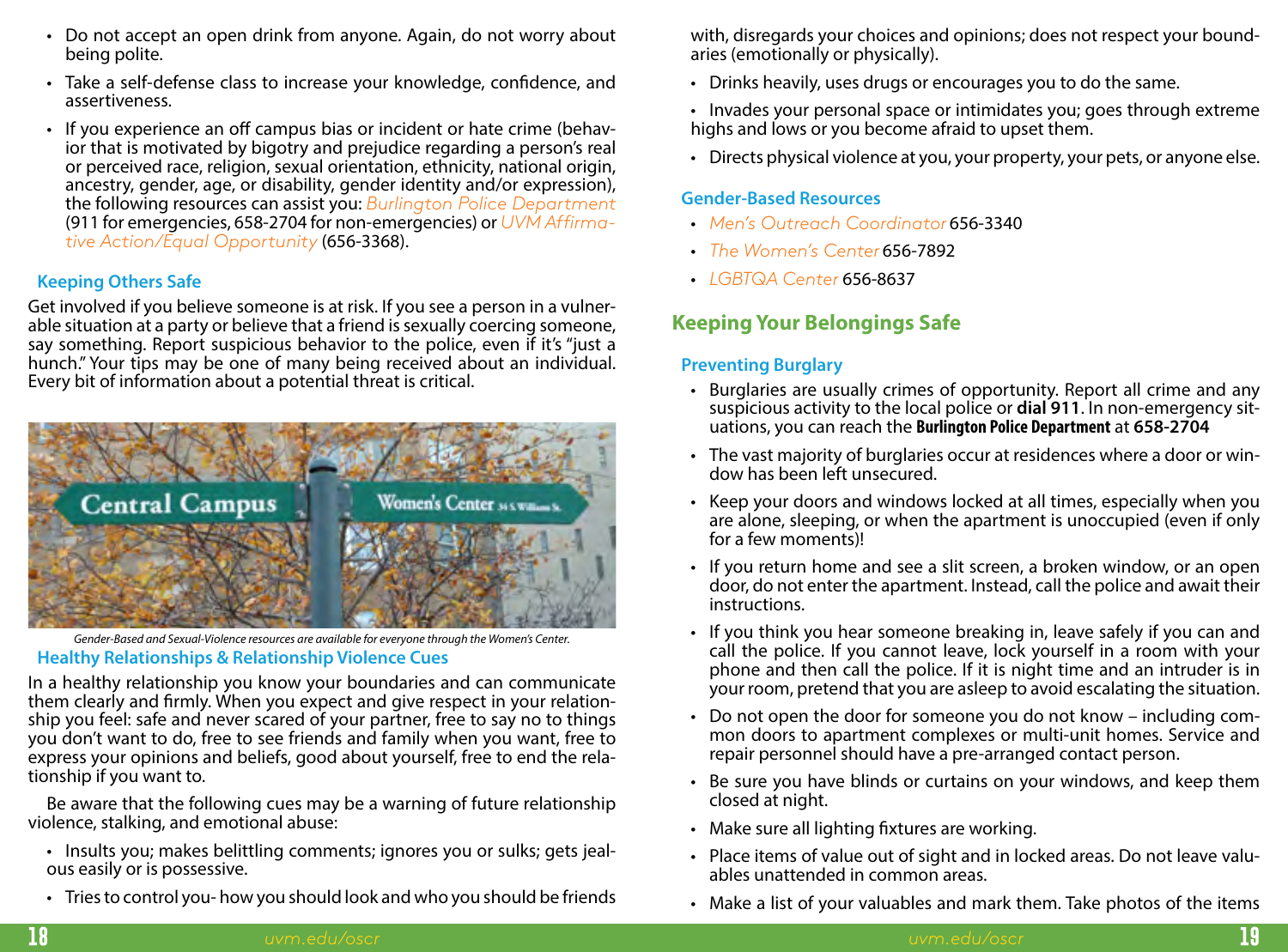- Do not accept an open drink from anyone. Again, do not worry about being polite.
- Take a self-defense class to increase your knowledge, confidence, and assertiveness.
- If you experience an off campus bias or incident or hate crime (behavior that is motivated by bigotry and prejudice regarding a person's real or perceived race, religion, sexual orientation, ethnicity, national origin, ancestry, gender, age, or disability, gender identity and/or expression), the following resources can assist you: *Burlington Police Department* (911 for emergencies, 658-2704 for non-emergencies) or *UVM Affirmative Action/Equal Opportunity* (656-3368).

### Keeping Others Safe

Get involved if you believe someone is at risk. If you see a person in a vulnerable situation at a party or believe that a friend is sexually coercing someone, say something. Report suspicious behavior to the police, even if it's "just a hunch." Your tips may be one of many being received about an individual. Every bit of information about a potential threat is critical.

*Gender-Based and Sexual-Violence resources are available for everyone through the Women's Center.*

### Healthy Relationships & Relationship Violence Cues

In a healthy relationship you know your boundaries and can communicate them clearly and firmly. When you expect and give respect in your relationship you feel: safe and never scared of your partner, free to say no to things you don't want to do, free to see friends and family when you want, free to express your opinions and beliefs, good about yourself, free to end the relationship if you want to.

Be aware that the following cues may be a warning of future relationship violence, stalking, and emotional abuse:

- Insults you; makes belittling comments; ignores you or sulks; gets jealous easily or is possessive.
- Tries to control you- how you should look and who you should be friends with, disregards your choices and opinions; does not respect your boundaries (emotionally or physically).
- Drinks heavily, uses drugs or encourages you to do the same.
- Invades your personal space or intimidates you; goes through extreme highs and lows or you become afraid to upset them.
- Directs physical violence at you, your property, your pets, or anyone else.

### Gender-Based Resources

- *Men's Outreach Coordinator* 656-3340
- *The Women's Center* 656-7892
- *LGBTQA Center* 656-8637

## Keeping Your Belongings Safe

### Preventing Burglary

- Burglaries are usually crimes of opportunity. Report all crime and any suspicious activity to the local police or **dial 911**. In non-emergency situations, you can reach the **Burlington Police Department** at **658-2704**
- The vast majority of burglaries occur at residences where a door or window has been left unsecured.
- Keep your doors and windows locked at all times, especially when you are alone, sleeping, or when the apartment is unoccupied (even if only for a few moments)!
- If you return home and see a slit screen, a broken window, or an open door, do not enter the apartment. Instead, call the police and await their instructions.
- If you think you hear someone breaking in, leave safely if you can and call the police. If you cannot leave, lock yourself in a room with your phone and then call the police. If it is night time and an intruder is in your room, pretend that you are asleep to avoid escalating the situation.
- Do not open the door for someone you do not know – including common doors to apartment complexes or multi-unit homes. Service and repair personnel should have a pre-arranged contact person.
- Be sure you have blinds or curtains on your windows, and keep them closed at night.
- Make sure all lighting fixtures are working.
- Place items of value out of sight and in locked areas. Do not leave valuables unattended in common areas.
- Make a list of your valuables and mark them. Take photos of the items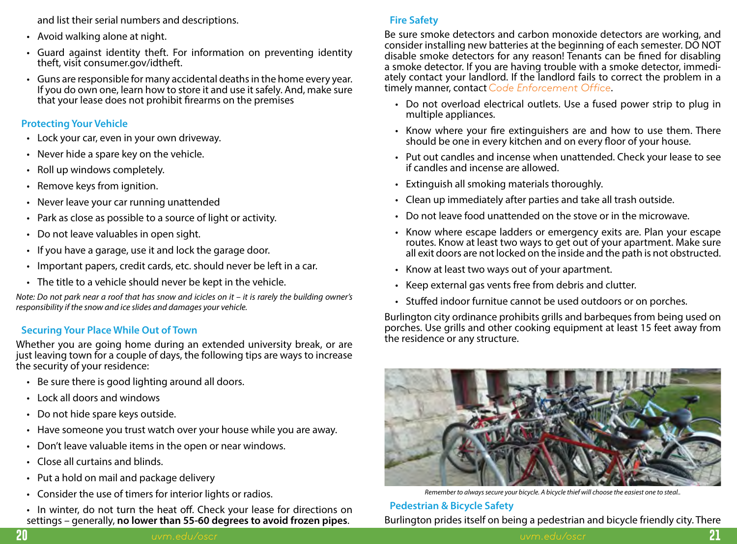and list their serial numbers and descriptions.

- Avoid walking alone at night.
- Guard against identity theft. For information on preventing identity theft, visit consumer.gov/idtheft.
- Guns are responsible for many accidental deaths in the home every year. If you do own one, learn how to store it and use it safely. And, make sure that your lease does not prohibit firearms on the premises

### Protecting Your Vehicle

- Lock your car, even in your own driveway.
- Never hide a spare key on the vehicle.
- Roll up windows completely.
- Remove keys from ignition.
- Never leave your car running unattended
- Park as close as possible to a source of light or activity.
- Do not leave valuables in open sight.
- If you have a garage, use it and lock the garage door.
- Important papers, credit cards, etc. should never be left in a car.
- The title to a vehicle should never be kept in the vehicle.

*Note: Do not park near a roof that has snow and icicles on it – it is rarely the building owner's responsibility if the snow and ice slides and damages your vehicle.*

### Securing Your Place While Out of Town

Whether you are going home during an extended university break, or are just leaving town for a couple of days, the following tips are ways to increase the security of your residence:

- Be sure there is good lighting around all doors.
- Lock all doors and windows
- Do not hide spare keys outside.
- Have someone you trust watch over your house while you are away.
- Don't leave valuable items in the open or near windows.
- Close all curtains and blinds.
- Put a hold on mail and package delivery
- Consider the use of timers for interior lights or radios.
- In winter, do not turn the heat off. Check your lease for directions on settings – generally, **no lower than 55-60 degrees to avoid frozen pipes**.

### Fire Safety

Be sure smoke detectors and carbon monoxide detectors are working, and consider installing new batteries at the beginning of each semester. DO NOT disable smoke detectors for any reason! Tenants can be fined for disabling a smoke detector. If you are having trouble with a smoke detector, immediately contact your landlord. If the landlord fails to correct the problem in a timely manner, contact Code Enforcement Office.

- Do not overload electrical outlets. Use a fused power strip to plug in multiple appliances.
- Know where your fire extinguishers are and how to use them. There should be one in every kitchen and on every floor of your house.
- Put out candles and incense when unattended. Check your lease to see if candles and incense are allowed.
- Extinguish all smoking materials thoroughly.
- Clean up immediately after parties and take all trash outside.
- Do not leave food unattended on the stove or in the microwave.
- Know where escape ladders or emergency exits are. Plan your escape routes. Know at least two ways to get out of your apartment. Make sure all exit doors are not locked on the inside and the path is not obstructed.
- Know at least two ways out of your apartment.
- Keep external gas vents free from debris and clutter.
- Stuffed indoor furnitue cannot be used outdoors or on porches.

Burlington city ordinance prohibits grills and barbeques from being used on porches. Use grills and other cooking equipment at least 15 feet away from the residence or any structure.

*Remember to always secure your bicycle. A bicycle thief will choose the easiest one to steal..*

### Pedestrian & Bicycle Safety

Burlington prides itself on being a pedestrian and bicycle friendly city. There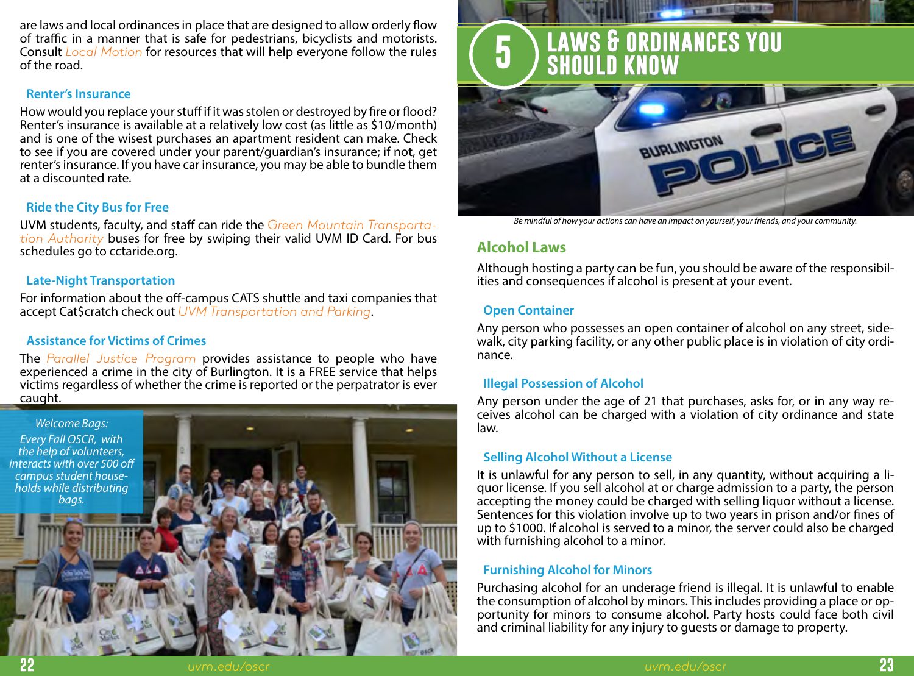are laws and local ordinances in place that are designed to allow orderly flow of traffic in a manner that is safe for pedestrians, bicyclists and motorists. Consult *Local Motion* for resources that will help everyone follow the rules of the road.

### Renter's Insurance

How would you replace your stuff if it was stolen or destroyed by fire or flood? Renter's insurance is available at a relatively low cost (as little as $10/month) and is one of the wisest purchases an apartment resident can make. Check to see if you are covered under your parent/guardian's insurance; if not, get renter's insurance. If you have car insurance, you may be able to bundle them at a discounted rate.

### Ride the City Bus for Free

UVM students, faculty, and staff can ride the *Green Mountain Transportation Authority* buses for free by swiping their valid UVM ID Card. For bus schedules go to cctaride.org.

### Late-Night Transportation

For information about the off-campus CATS shuttle and taxi companies that accept Cat$cratch check out *UVM Transportation and Parking*.

### Assistance for Victims of Crimes

The *Parallel Justice Program* provides assistance to people who have experienced a crime in the city of Burlington. It is a FREE service that helps victims regardless of whether the crime is reported or the perpatrator is ever caught.

*Welcome Bags: Every Fall OSCR, with the help of volunteers, interacts with over 500 off campus student households while distributing bags.*

# 5 LAWS & ORDINANCES YOU SHOULD KNOW

*Be mindful of how your actions can have an impact on yourself, your friends, and your community.*

## Alcohol Laws

Although hosting a party can be fun, you should be aware of the responsibilities and consequences if alcohol is present at your event.

### Open Container

Any person who possesses an open container of alcohol on any street, sidewalk, city parking facility, or any other public place is in violation of city ordinance.

### Illegal Possession of Alcohol

Any person under the age of 21 that purchases, asks for, or in any way receives alcohol can be charged with a violation of city ordinance and state law.

### Selling Alcohol Without a License

It is unlawful for any person to sell, in any quantity, without acquiring a liquor license. If you sell alcohol at or charge admission to a party, the person accepting the money could be charged with selling liquor without a license. Sentences for this violation involve up to two years in prison and/or fines of up to $1000. If alcohol is served to a minor, the server could also be charged with furnishing alcohol to a minor.

### Furnishing Alcohol for Minors

Purchasing alcohol for an underage friend is illegal. It is unlawful to enable the consumption of alcohol by minors. This includes providing a place or opportunity for minors to consume alcohol. Party hosts could face both civil and criminal liability for any injury to guests or damage to property.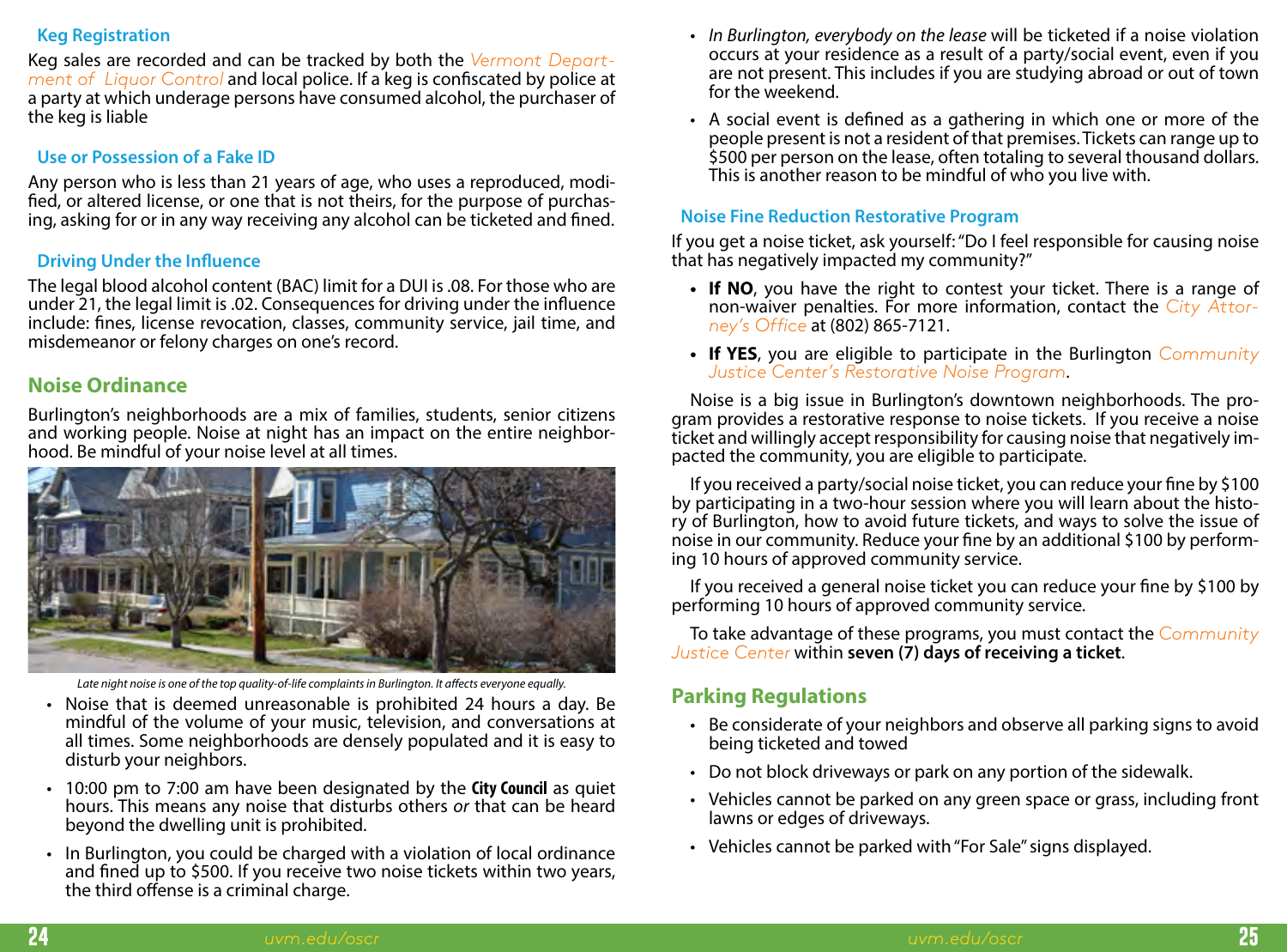### Keg Registration

Keg sales are recorded and can be tracked by both the *Vermont Department of Liquor Control* and local police. If a keg is confiscated by police at a party at which underage persons have consumed alcohol, the purchaser of the keg is liable

### Use or Possession of a Fake ID

Any person who is less than 21 years of age, who uses a reproduced, modified, or altered license, or one that is not theirs, for the purpose of purchasing, asking for or in any way receiving any alcohol can be ticketed and fined.

### Driving Under the Influence

The legal blood alcohol content (BAC) limit for a DUI is .08. For those who are under 21, the legal limit is .02. Consequences for driving under the influence include: fines, license revocation, classes, community service, jail time, and misdemeanor or felony charges on one's record.

## Noise Ordinance

Burlington's neighborhoods are a mix of families, students, senior citizens and working people. Noise at night has an impact on the entire neighborhood. Be mindful of your noise level at all times.

*Late night noise is one of the top quality-of-life complaints in Burlington. It affects everyone equally.*

- Noise that is deemed unreasonable is prohibited 24 hours a day. Be mindful of the volume of your music, television, and conversations at all times. Some neighborhoods are densely populated and it is easy to disturb your neighbors.
- 10:00 pm to 7:00 am have been designated by the **City Council** as quiet hours. This means any noise that disturbs others *or* that can be heard beyond the dwelling unit is prohibited.
- In Burlington, you could be charged with a violation of local ordinance and fined up to $500. If you receive two noise tickets within two years, the third offense is a criminal charge.
- *In Burlington, everybody on the lease* will be ticketed if a noise violation occurs at your residence as a result of a party/social event, even if you are not present. This includes if you are studying abroad or out of town for the weekend.
- A social event is defined as a gathering in which one or more of the people present is not a resident of that premises. Tickets can range up to $500 per person on the lease, often totaling to several thousand dollars. This is another reason to be mindful of who you live with.

### Noise Fine Reduction Restorative Program

If you get a noise ticket, ask yourself: "Do I feel responsible for causing noise that has negatively impacted my community?"

- **If NO**, you have the right to contest your ticket. There is a range of non-waiver penalties. For more information, contact the *City Attorney's Office* at (802) 865-7121.
- **If YES**, you are eligible to participate in the Burlington *Community Justice Center's Restorative Noise Program*.

Noise is a big issue in Burlington's downtown neighborhoods. The program provides a restorative response to noise tickets. If you receive a noise ticket and willingly accept responsibility for causing noise that negatively impacted the community, you are eligible to participate.

If you received a party/social noise ticket, you can reduce your fine by $100 by participating in a two-hour session where you will learn about the history of Burlington, how to avoid future tickets, and ways to solve the issue of noise in our community. Reduce your fine by an additional $100 by performing 10 hours of approved community service.

If you received a general noise ticket you can reduce your fine by $100 by performing 10 hours of approved community service.

To take advantage of these programs, you must contact the *Community Justice Center* within **seven (7) days of receiving a ticket**.

## Parking Regulations

- Be considerate of your neighbors and observe all parking signs to avoid being ticketed and towed
- Do not block driveways or park on any portion of the sidewalk.
- Vehicles cannot be parked on any green space or grass, including front lawns or edges of driveways.
- Vehicles cannot be parked with "For Sale" signs displayed.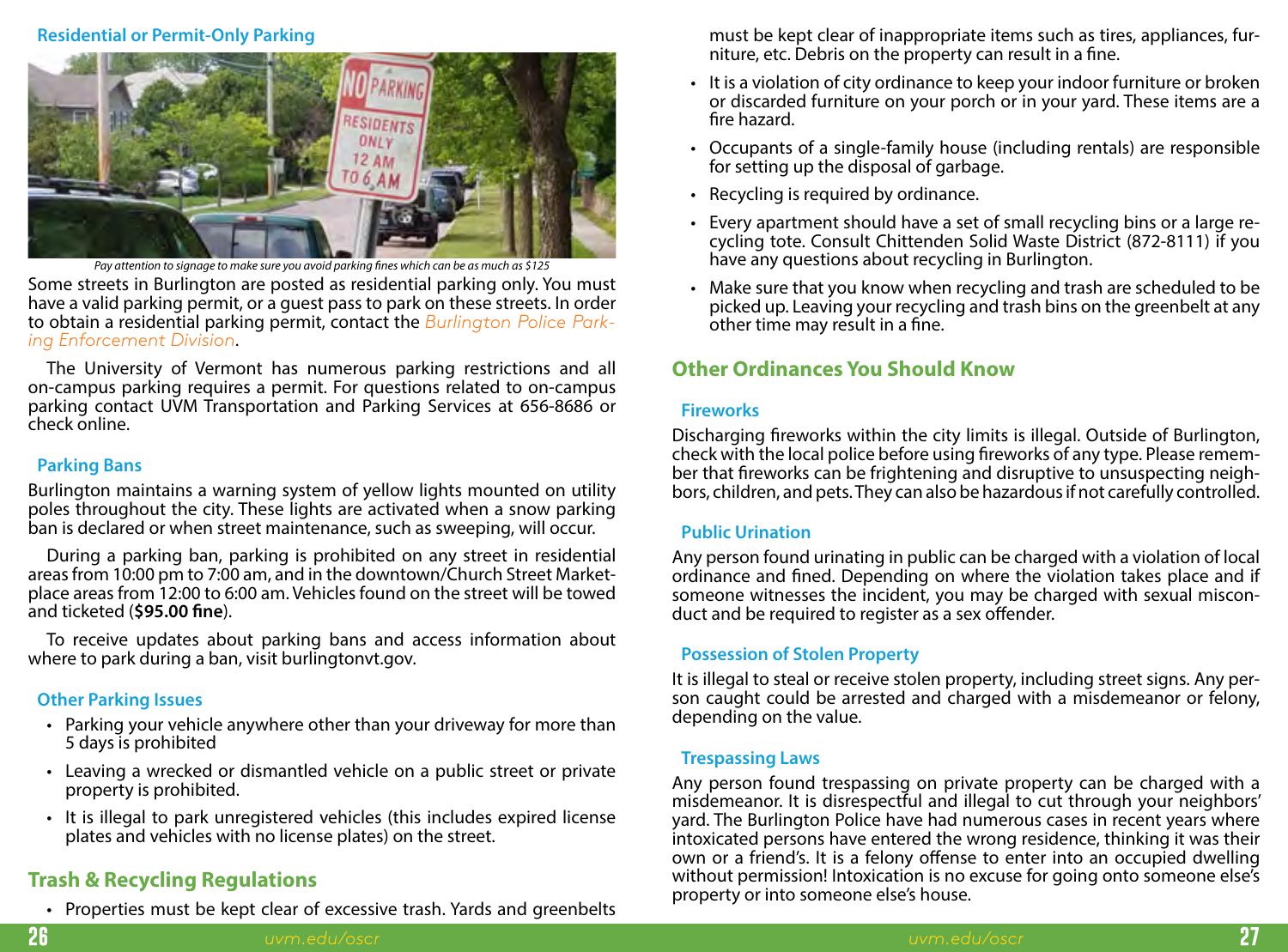#### Residential or Permit-Only Parking

*Pay attention to signage to make sure you avoid parking fines which can be as much as $125*

Some streets in Burlington are posted as residential parking only. You must have a valid parking permit, or a guest pass to park on these streets. In order to obtain a residential parking permit, contact the *Burlington Police Parking Enforcement Division*.

The University of Vermont has numerous parking restrictions and all on-campus parking requires a permit. For questions related to on-campus parking contact UVM Transportation and Parking Services at 656-8686 or check online.

#### Parking Bans

Burlington maintains a warning system of yellow lights mounted on utility poles throughout the city. These lights are activated when a snow parking ban is declared or when street maintenance, such as sweeping, will occur.

During a parking ban, parking is prohibited on any street in residential areas from 10:00 pm to 7:00 am, and in the downtown/Church Street Marketplace areas from 12:00 to 6:00 am. Vehicles found on the street will be towed and ticketed (**$95.00 fine**).

To receive updates about parking bans and access information about where to park during a ban, visit burlingtonvt.gov.

#### Other Parking Issues

- Parking your vehicle anywhere other than your driveway for more than 5 days is prohibited
- Leaving a wrecked or dismantled vehicle on a public street or private property is prohibited.
- It is illegal to park unregistered vehicles (this includes expired license plates and vehicles with no license plates) on the street.

## Trash & Recycling Regulations

- Properties must be kept clear of excessive trash. Yards and greenbelts must be kept clear of inappropriate items such as tires, appliances, furniture, etc. Debris on the property can result in a fine.
- It is a violation of city ordinance to keep your indoor furniture or broken or discarded furniture on your porch or in your yard. These items are a fire hazard.
- Occupants of a single-family house (including rentals) are responsible for setting up the disposal of garbage.
- Recycling is required by ordinance.
- Every apartment should have a set of small recycling bins or a large recycling tote. Consult Chittenden Solid Waste District (872-8111) if you have any questions about recycling in Burlington.
- Make sure that you know when recycling and trash are scheduled to be picked up. Leaving your recycling and trash bins on the greenbelt at any other time may result in a fine.

## Other Ordinances You Should Know

#### Fireworks

Discharging fireworks within the city limits is illegal. Outside of Burlington, check with the local police before using fireworks of any type. Please remember that fireworks can be frightening and disruptive to unsuspecting neighbors, children, and pets. They can also be hazardous if not carefully controlled.

#### Public Urination

Any person found urinating in public can be charged with a violation of local ordinance and fined. Depending on where the violation takes place and if someone witnesses the incident, you may be charged with sexual misconduct and be required to register as a sex offender.

#### Possession of Stolen Property

It is illegal to steal or receive stolen property, including street signs. Any person caught could be arrested and charged with a misdemeanor or felony, depending on the value.

#### Trespassing Laws

Any person found trespassing on private property can be charged with a misdemeanor. It is disrespectful and illegal to cut through your neighbors' yard. The Burlington Police have had numerous cases in recent years where intoxicated persons have entered the wrong residence, thinking it was their own or a friend's. It is a felony offense to enter into an occupied dwelling without permission! Intoxication is no excuse for going onto someone else's property or into someone else's house.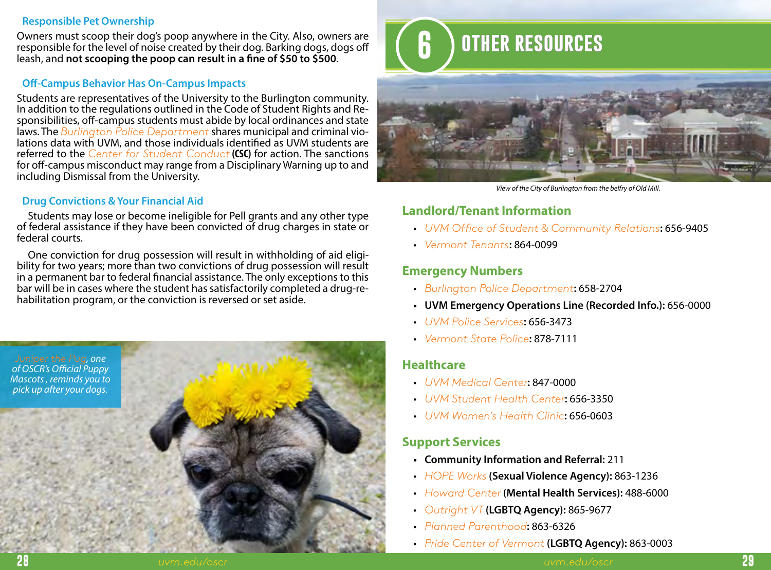### Responsible Pet Ownership

Owners must scoop their dog's poop anywhere in the City. Also, owners are responsible for the level of noise created by their dog. Barking dogs, dogs off leash, and **not scooping the poop can result in a fine of $50 to $500**.

### Off-Campus Behavior Has On-Campus Impacts

Students are representatives of the University to the Burlington community. In addition to the regulations outlined in the Code of Student Rights and Responsibilities, off-campus students must abide by local ordinances and state laws. The *Burlington Police Department* shares municipal and criminal violations data with UVM, and those individuals identified as UVM students are referred to the *Center for Student Conduct* **(CSC)** for action. The sanctions for off-campus misconduct may range from a Disciplinary Warning up to and including Dismissal from the University.

### Drug Convictions & Your Financial Aid

Students may lose or become ineligible for Pell grants and any other type of federal assistance if they have been convicted of drug charges in state or federal courts.

One conviction for drug possession will result in withholding of aid eligibility for two years; more than two convictions of drug possession will result in a permanent bar to federal financial assistance. The only exceptions to this bar will be in cases where the student has satisfactorily completed a drug-rehabilitation program, or the conviction is reversed or set aside.

*Juniper the Pug, one of OSCR's Official Puppy Mascots , reminds you to pick up after your dogs.*

# 6 OTHER RESOURCES

*View of the City of Burlington from the belfry of Old Mill.*

## Landlord/Tenant Information

- *UVM Office of Student & Community Relations*: 656-9405
- *Vermont Tenants*: 864-0099

## Emergency Numbers

- *Burlington Police Department*: 658-2704
- **UVM Emergency Operations Line (Recorded Info.):** 656-0000
- *UVM Police Services*: 656-3473
- *Vermont State Police*: 878-7111

## Healthcare

- *UVM Medical Center*: 847-0000
- *UVM Student Health Center*: 656-3350
- *UVM Women's Health Clinic*: 656-0603

## Support Services

- **Community Information and Referral:** 211
- *HOPE Works* **(Sexual Violence Agency):** 863-1236
- *Howard Center* **(Mental Health Services):** 488-6000
- *Outright VT* **(LGBTQ Agency):** 865-9677
- *Planned Parenthood*: 863-6326
- *Pride Center of Vermont* **(LGBTQ Agency):** 863-0003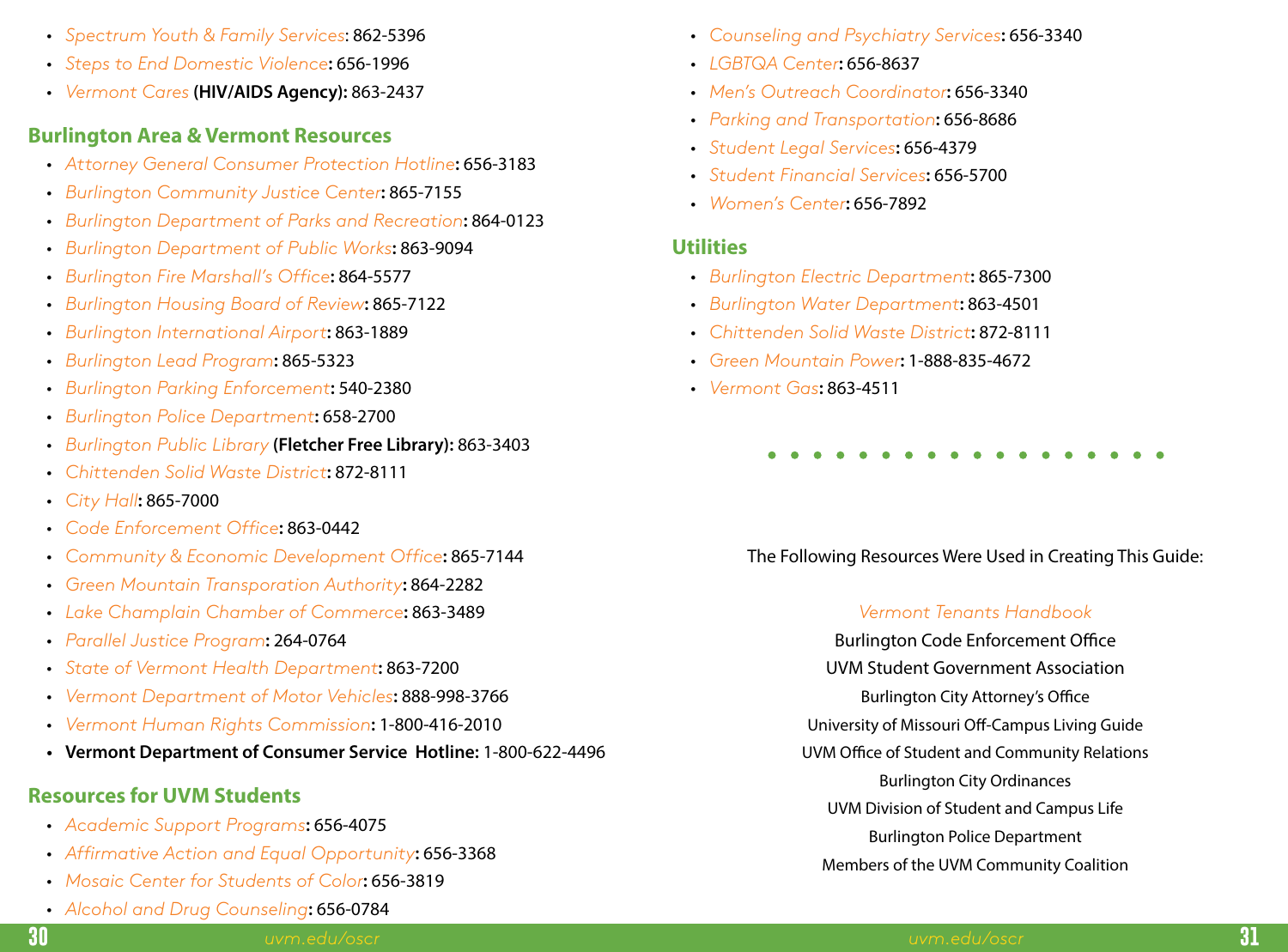- *Spectrum Youth & Family Services*: 862-5396
- *Steps to End Domestic Violence*: 656-1996
- *Vermont Cares* **(HIV/AIDS Agency):** 863-2437

## Burlington Area & Vermont Resources

- *Attorney General Consumer Protection Hotline*: 656-3183
- *Burlington Community Justice Center*: 865-7155
- *Burlington Department of Parks and Recreation*: 864-0123
- *Burlington Department of Public Works*: 863-9094
- *Burlington Fire Marshall's Office*: 864-5577
- *Burlington Housing Board of Review*: 865-7122
- *Burlington International Airport*: 863-1889
- *Burlington Lead Program*: 865-5323
- *Burlington Parking Enforcement*: 540-2380
- *Burlington Police Department*: 658-2700
- *Burlington Public Library* **(Fletcher Free Library):** 863-3403
- *Chittenden Solid Waste District*: 872-8111
- *City Hall*: 865-7000
- *Code Enforcement Office*: 863-0442
- *Community & Economic Development Office*: 865-7144
- *Green Mountain Transporation Authority*: 864-2282
- *Lake Champlain Chamber of Commerce*: 863-3489
- *Parallel Justice Program*: 264-0764
- *State of Vermont Health Department*: 863-7200
- *Vermont Department of Motor Vehicles*: 888-998-3766
- *Vermont Human Rights Commission*: 1-800-416-2010
- **Vermont Department of Consumer Service Hotline:** 1-800-622-4496

## Resources for UVM Students

- *Academic Support Programs*: 656-4075
- *Affirmative Action and Equal Opportunity*: 656-3368
- *Mosaic Center for Students of Color*: 656-3819
- *Alcohol and Drug Counseling*: 656-0784
- *Counseling and Psychiatry Services*: 656-3340
- *LGBTQA Center*: 656-8637
- *Men's Outreach Coordinator*: 656-3340
- *Parking and Transportation*: 656-8686
- *Student Legal Services*: 656-4379
- *Student Financial Services*: 656-5700
- *Women's Center*: 656-7892

## Utilities

- *Burlington Electric Department*: 865-7300
- *Burlington Water Department*: 863-4501
- *Chittenden Solid Waste District*: 872-8111
- *Green Mountain Power*: 1-888-835-4672
- *Vermont Gas*: 863-4511

The Following Resources Were Used in Creating This Guide:

*Vermont Tenants Handbook*

Burlington Code Enforcement Office

UVM Student Government Association

Burlington City Attorney's Office

University of Missouri Off-Campus Living Guide

UVM Office of Student and Community Relations

Burlington City Ordinances

UVM Division of Student and Campus Life

Burlington Police Department

Members of the UVM Community Coalition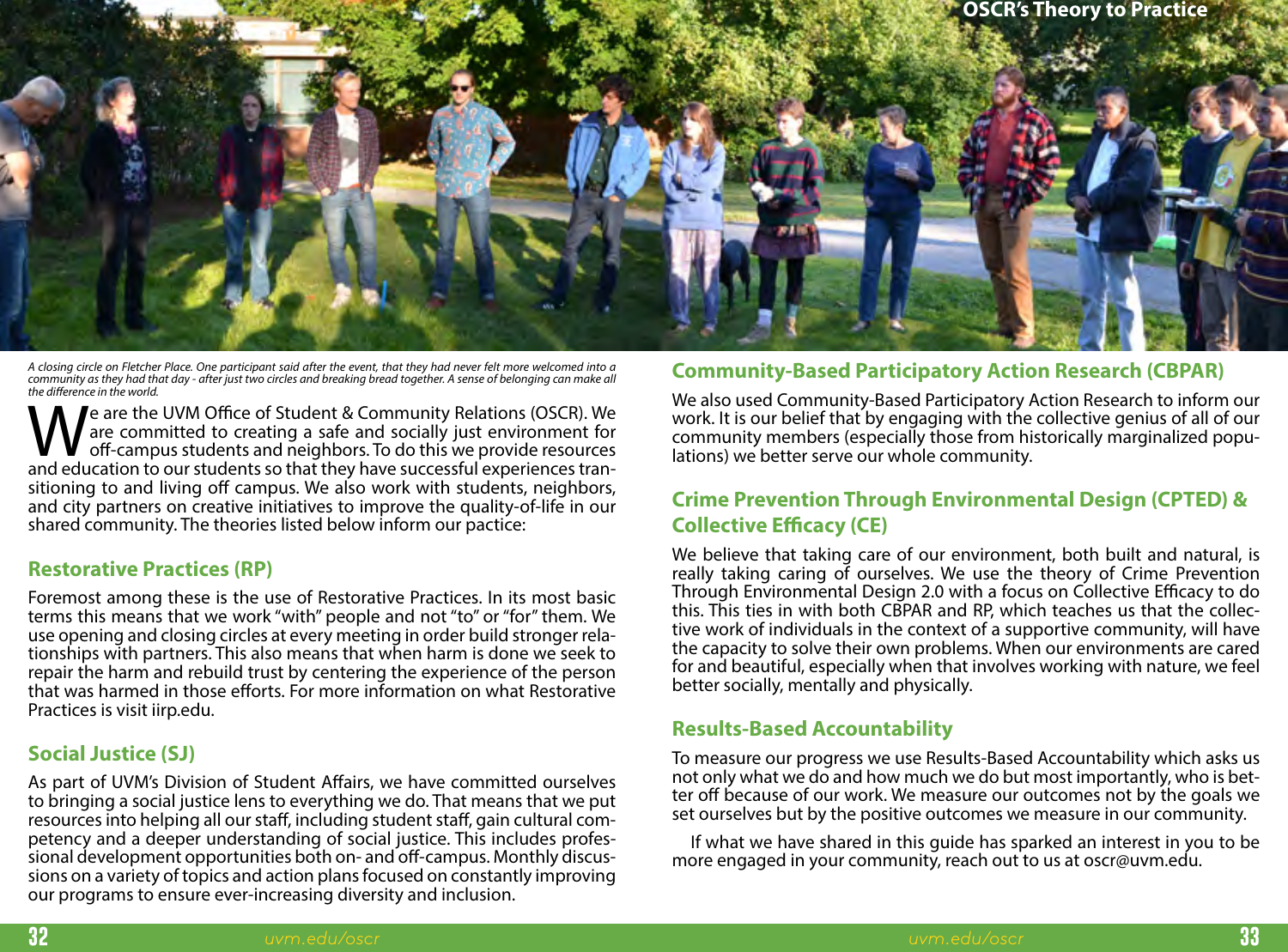## OSCR's Theory to Practice

*A closing circle on Fletcher Place. One participant said after the event, that they had never felt more welcomed into a community as they had that day - after just two circles and breaking bread together. A sense of belonging can make all the difference in the world.*

We are the UVM Office of Student & Community Relations (OSCR). We are committed to creating a safe and socially just environment for off-campus students and neighbors. To do this we provide resources and education to our students so that they have successful experiences transitioning to and living off campus. We also work with students, neighbors, and city partners on creative initiatives to improve the quality-of-life in our shared community. The theories listed below inform our pactice:

### Restorative Practices (RP)

Foremost among these is the use of Restorative Practices. In its most basic terms this means that we work "with" people and not "to" or "for" them. We use opening and closing circles at every meeting in order build stronger relationships with partners. This also means that when harm is done we seek to repair the harm and rebuild trust by centering the experience of the person that was harmed in those efforts. For more information on what Restorative Practices is visit iirp.edu.

### Social Justice (SJ)

As part of UVM's Division of Student Affairs, we have committed ourselves to bringing a social justice lens to everything we do. That means that we put resources into helping all our staff, including student staff, gain cultural competency and a deeper understanding of social justice. This includes professional development opportunities both on- and off-campus. Monthly discussions on a variety of topics and action plans focused on constantly improving our programs to ensure ever-increasing diversity and inclusion.

### Community-Based Participatory Action Research (CBPAR)

We also used Community-Based Participatory Action Research to inform our work. It is our belief that by engaging with the collective genius of all of our community members (especially those from historically marginalized populations) we better serve our whole community.

### Crime Prevention Through Environmental Design (CPTED) & Collective Efficacy (CE)

We believe that taking care of our environment, both built and natural, is really taking caring of ourselves. We use the theory of Crime Prevention Through Environmental Design 2.0 with a focus on Collective Efficacy to do this. This ties in with both CBPAR and RP, which teaches us that the collective work of individuals in the context of a supportive community, will have the capacity to solve their own problems. When our environments are cared for and beautiful, especially when that involves working with nature, we feel better socially, mentally and physically.

### Results-Based Accountability

To measure our progress we use Results-Based Accountability which asks us not only what we do and how much we do but most importantly, who is better off because of our work. We measure our outcomes not by the goals we set ourselves but by the positive outcomes we measure in our community.

If what we have shared in this guide has sparked an interest in you to be more engaged in your community, reach out to us at oscr@uvm.edu.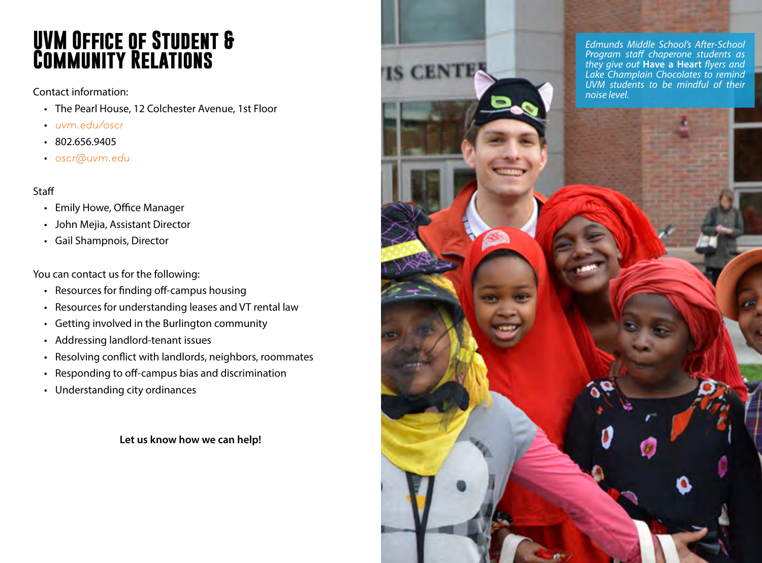# UVM Office of Student & Community Relations

Contact information:

- The Pearl House, 12 Colchester Avenue, 1st Floor
- *uvm.edu/oscr*
- 802.656.9405
- *oscr@uvm.edu*

Staff

- Emily Howe, Office Manager
- John Mejia, Assistant Director
- Gail Shampnois, Director

You can contact us for the following:

- Resources for finding off-campus housing
- Resources for understanding leases and VT rental law
- Getting involved in the Burlington community
- Addressing landlord-tenant issues
- Resolving conflict with landlords, neighbors, roommates
- Responding to off-campus bias and discrimination
- Understanding city ordinances

**Let us know how we can help!**

*Edmunds Middle School's After-School Program staff chaperone students as they give out* **Have a Heart** *flyers and Lake Champlain Chocolates to remind UVM students to be mindful of their noise level.*